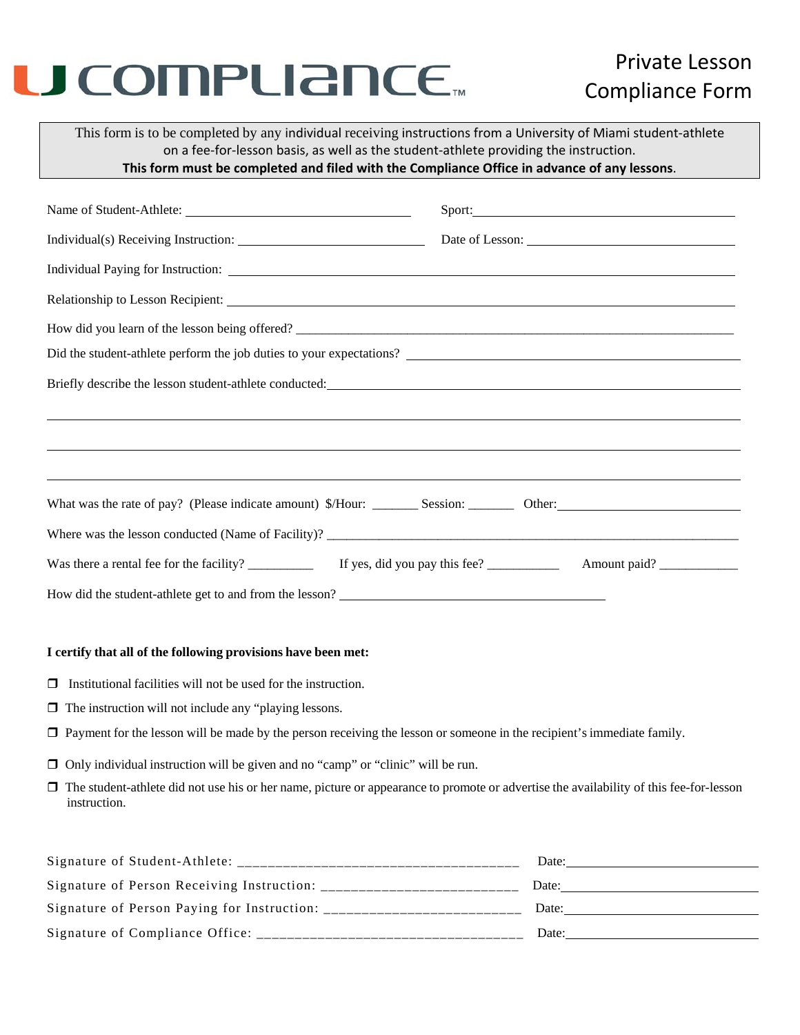# U COMPLIANCE™

## Private Lesson Compliance Form

This form is to be completed by any individual receiving instructions from a University of Miami student-athlete on a fee-for-lesson basis, as well as the student-athlete providing the instruction.
**This form must be completed and filed with the Compliance Office in advance of any lessons.**

Name of Student-Athlete: ______________________ Sport: ______________________

Individual(s) Receiving Instruction: ______________________ Date of Lesson: ______________________

Individual Paying for Instruction: ______________________

Relationship to Lesson Recipient: ______________________

How did you learn of the lesson being offered? ______________________

Did the student-athlete perform the job duties to your expectations? ______________________

Briefly describe the lesson student-athlete conducted: ______________________

______________________

______________________

______________________

What was the rate of pay? (Please indicate amount) $/Hour: _______ Session: _______ Other: ______________________

Where was the lesson conducted (Name of Facility)? ______________________

Was there a rental fee for the facility? __________ If yes, did you pay this fee? ___________ Amount paid? ____________

How did the student-athlete get to and from the lesson? ______________________

**I certify that all of the following provisions have been met:**

- ❒ Institutional facilities will not be used for the instruction.
- ❒ The instruction will not include any "playing lessons.
- ❒ Payment for the lesson will be made by the person receiving the lesson or someone in the recipient's immediate family.
- ❒ Only individual instruction will be given and no "camp" or "clinic" will be run.
- ❒ The student-athlete did not use his or her name, picture or appearance to promote or advertise the availability of this fee-for-lesson instruction.

Signature of Student-Athlete: ____________________________________ Date: ______________________

Signature of Person Receiving Instruction: _________________________ Date: ______________________

Signature of Person Paying for Instruction: _________________________ Date: ______________________

Signature of Compliance Office: ___________________________________ Date: ______________________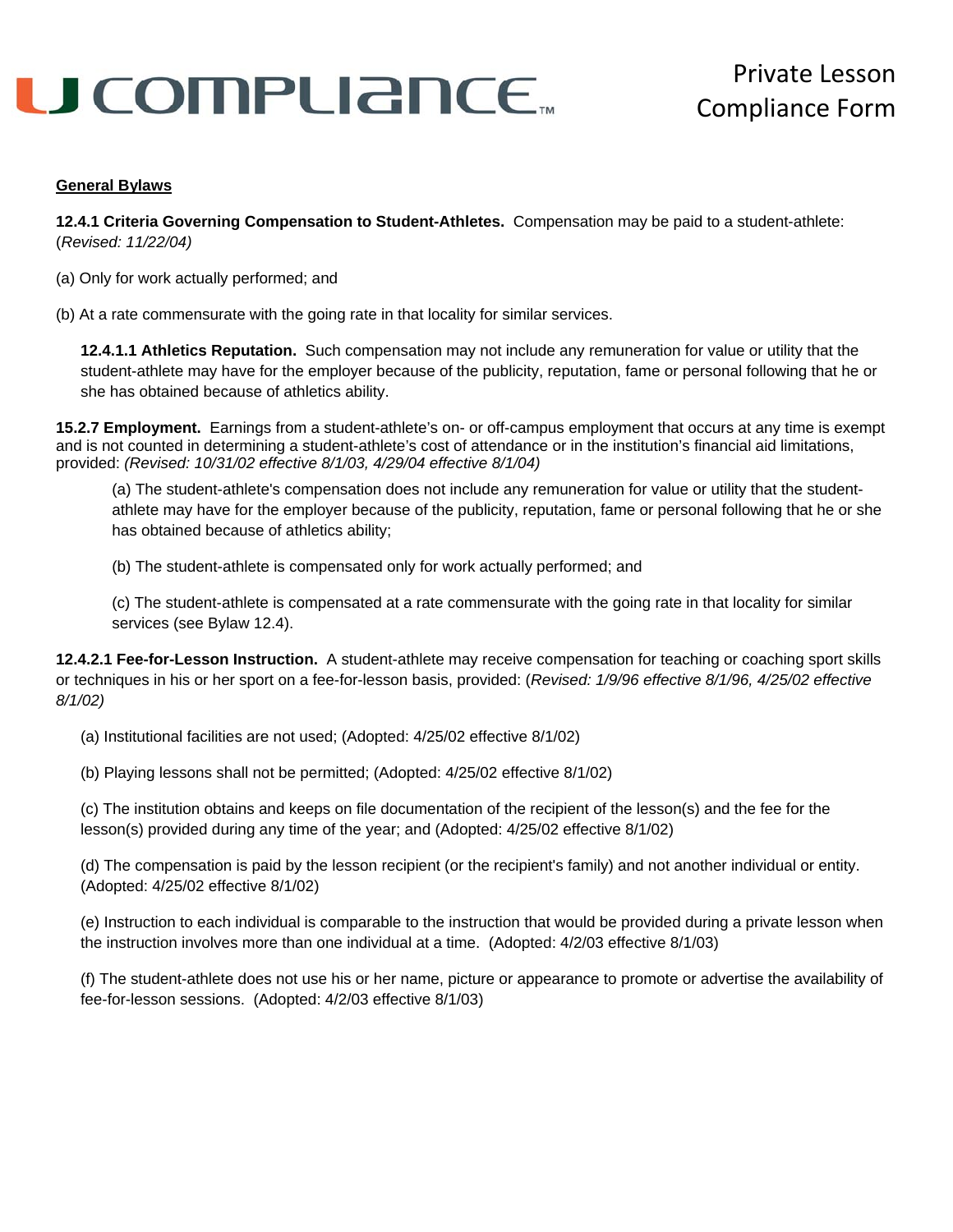**General Bylaws**

**12.4.1 Criteria Governing Compensation to Student-Athletes.** Compensation may be paid to a student-athlete: (*Revised: 11/22/04)*

(a) Only for work actually performed; and

(b) At a rate commensurate with the going rate in that locality for similar services.

**12.4.1.1 Athletics Reputation.** Such compensation may not include any remuneration for value or utility that the student-athlete may have for the employer because of the publicity, reputation, fame or personal following that he or she has obtained because of athletics ability.

**15.2.7 Employment.** Earnings from a student-athlete's on- or off-campus employment that occurs at any time is exempt and is not counted in determining a student-athlete's cost of attendance or in the institution's financial aid limitations, provided: *(Revised: 10/31/02 effective 8/1/03, 4/29/04 effective 8/1/04)*

(a) The student-athlete's compensation does not include any remuneration for value or utility that the student-athlete may have for the employer because of the publicity, reputation, fame or personal following that he or she has obtained because of athletics ability;

(b) The student-athlete is compensated only for work actually performed; and

(c) The student-athlete is compensated at a rate commensurate with the going rate in that locality for similar services (see Bylaw 12.4).

**12.4.2.1 Fee-for-Lesson Instruction.** A student-athlete may receive compensation for teaching or coaching sport skills or techniques in his or her sport on a fee-for-lesson basis, provided: (*Revised: 1/9/96 effective 8/1/96, 4/25/02 effective 8/1/02)*

(a) Institutional facilities are not used; (Adopted: 4/25/02 effective 8/1/02)

(b) Playing lessons shall not be permitted; (Adopted: 4/25/02 effective 8/1/02)

(c) The institution obtains and keeps on file documentation of the recipient of the lesson(s) and the fee for the lesson(s) provided during any time of the year; and (Adopted: 4/25/02 effective 8/1/02)

(d) The compensation is paid by the lesson recipient (or the recipient's family) and not another individual or entity. (Adopted: 4/25/02 effective 8/1/02)

(e) Instruction to each individual is comparable to the instruction that would be provided during a private lesson when the instruction involves more than one individual at a time. (Adopted: 4/2/03 effective 8/1/03)

(f) The student-athlete does not use his or her name, picture or appearance to promote or advertise the availability of fee-for-lesson sessions. (Adopted: 4/2/03 effective 8/1/03)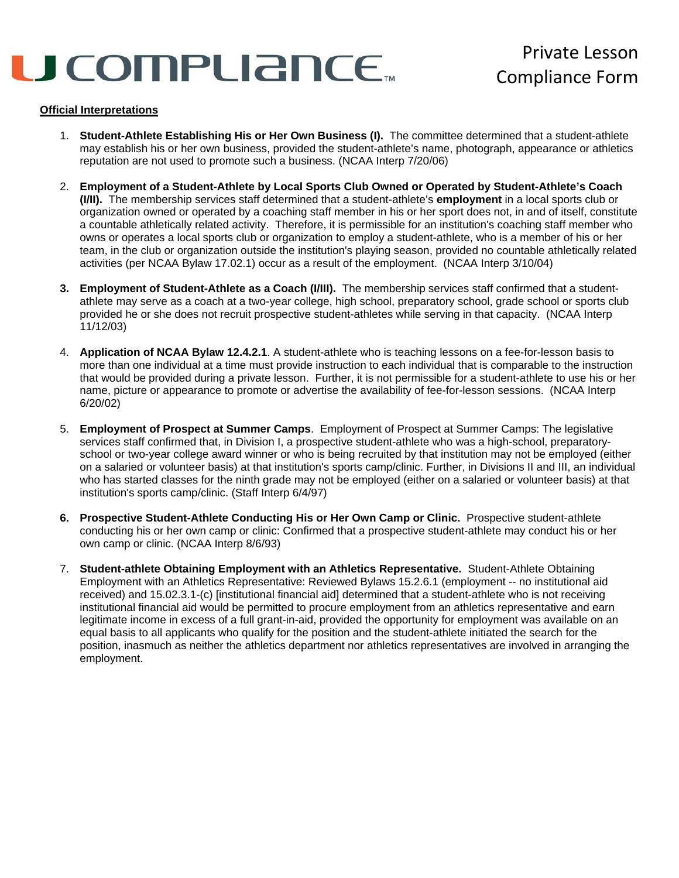**Official Interpretations**

1. **Student-Athlete Establishing His or Her Own Business (I).** The committee determined that a student-athlete may establish his or her own business, provided the student-athlete's name, photograph, appearance or athletics reputation are not used to promote such a business. (NCAA Interp 7/20/06)

2. **Employment of a Student-Athlete by Local Sports Club Owned or Operated by Student-Athlete's Coach (I/II).** The membership services staff determined that a student-athlete's **employment** in a local sports club or organization owned or operated by a coaching staff member in his or her sport does not, in and of itself, constitute a countable athletically related activity. Therefore, it is permissible for an institution's coaching staff member who owns or operates a local sports club or organization to employ a student-athlete, who is a member of his or her team, in the club or organization outside the institution's playing season, provided no countable athletically related activities (per NCAA Bylaw 17.02.1) occur as a result of the employment. (NCAA Interp 3/10/04)

3. **Employment of Student-Athlete as a Coach (I/III).** The membership services staff confirmed that a student-athlete may serve as a coach at a two-year college, high school, preparatory school, grade school or sports club provided he or she does not recruit prospective student-athletes while serving in that capacity. (NCAA Interp 11/12/03)

4. **Application of NCAA Bylaw 12.4.2.1**. A student-athlete who is teaching lessons on a fee-for-lesson basis to more than one individual at a time must provide instruction to each individual that is comparable to the instruction that would be provided during a private lesson. Further, it is not permissible for a student-athlete to use his or her name, picture or appearance to promote or advertise the availability of fee-for-lesson sessions. (NCAA Interp 6/20/02)

5. **Employment of Prospect at Summer Camps**. Employment of Prospect at Summer Camps: The legislative services staff confirmed that, in Division I, a prospective student-athlete who was a high-school, preparatory-school or two-year college award winner or who is being recruited by that institution may not be employed (either on a salaried or volunteer basis) at that institution's sports camp/clinic. Further, in Divisions II and III, an individual who has started classes for the ninth grade may not be employed (either on a salaried or volunteer basis) at that institution's sports camp/clinic. (Staff Interp 6/4/97)

6. **Prospective Student-Athlete Conducting His or Her Own Camp or Clinic.** Prospective student-athlete conducting his or her own camp or clinic: Confirmed that a prospective student-athlete may conduct his or her own camp or clinic. (NCAA Interp 8/6/93)

7. **Student-athlete Obtaining Employment with an Athletics Representative.** Student-Athlete Obtaining Employment with an Athletics Representative: Reviewed Bylaws 15.2.6.1 (employment -- no institutional aid received) and 15.02.3.1-(c) [institutional financial aid] determined that a student-athlete who is not receiving institutional financial aid would be permitted to procure employment from an athletics representative and earn legitimate income in excess of a full grant-in-aid, provided the opportunity for employment was available on an equal basis to all applicants who qualify for the position and the student-athlete initiated the search for the position, inasmuch as neither the athletics department nor athletics representatives are involved in arranging the employment.